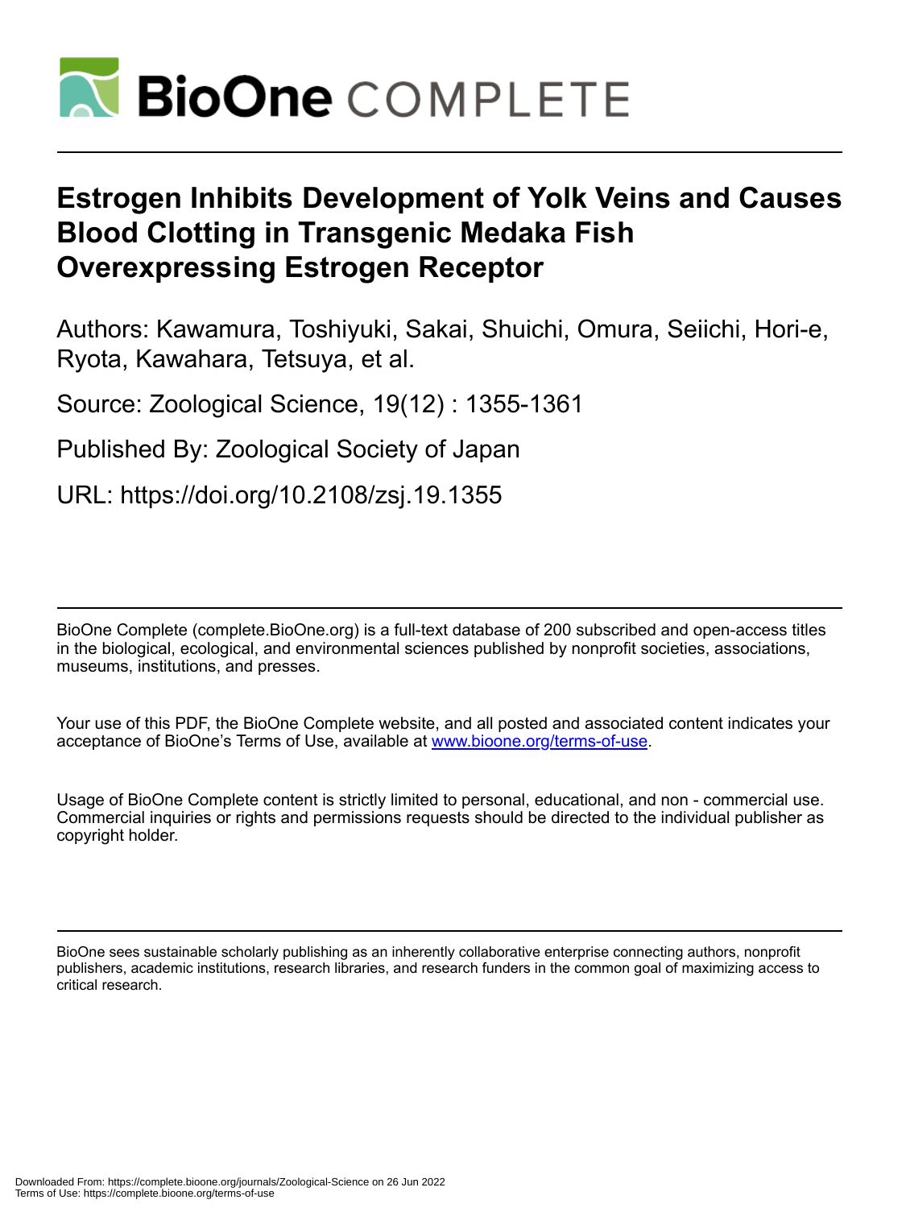# Estrogen Inhibits Development of Yolk Veins and Causes Blood Clotting in Transgenic Medaka Fish Overexpressing Estrogen Receptor

Authors: Kawamura, Toshiyuki, Sakai, Shuichi, Omura, Seiichi, Hori-e, Ryota, Kawahara, Tetsuya, et al.

Source: Zoological Science, 19(12) : 1355-1361

Published By: Zoological Society of Japan

URL: https://doi.org/10.2108/zsj.19.1355

BioOne Complete (complete.BioOne.org) is a full-text database of 200 subscribed and open-access titles in the biological, ecological, and environmental sciences published by nonprofit societies, associations, museums, institutions, and presses.

Your use of this PDF, the BioOne Complete website, and all posted and associated content indicates your acceptance of BioOne's Terms of Use, available at www.bioone.org/terms-of-use.

Usage of BioOne Complete content is strictly limited to personal, educational, and non - commercial use. Commercial inquiries or rights and permissions requests should be directed to the individual publisher as copyright holder.

BioOne sees sustainable scholarly publishing as an inherently collaborative enterprise connecting authors, nonprofit publishers, academic institutions, research libraries, and research funders in the common goal of maximizing access to critical research.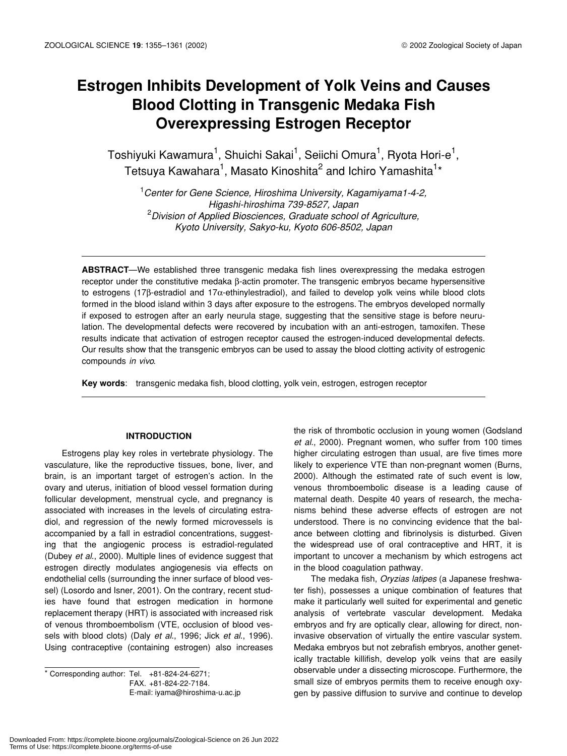# Estrogen Inhibits Development of Yolk Veins and Causes Blood Clotting in Transgenic Medaka Fish Overexpressing Estrogen Receptor

Toshiyuki Kawamura[1], Shuichi Sakai[1], Seiichi Omura[1], Ryota Hori-e[1], Tetsuya Kawahara[1], Masato Kinoshita[2] and Ichiro Yamashita[1]*

[1]*Center for Gene Science, Hiroshima University, Kagamiyama1-4-2, Higashi-hiroshima 739-8527, Japan*
[2]*Division of Applied Biosciences, Graduate school of Agriculture, Kyoto University, Sakyo-ku, Kyoto 606-8502, Japan*

**ABSTRACT**—We established three transgenic medaka fish lines overexpressing the medaka estrogen receptor under the constitutive medaka β-actin promoter. The transgenic embryos became hypersensitive to estrogens (17β-estradiol and 17α-ethinylestradiol), and failed to develop yolk veins while blood clots formed in the blood island within 3 days after exposure to the estrogens. The embryos developed normally if exposed to estrogen after an early neurula stage, suggesting that the sensitive stage is before neurulation. The developmental defects were recovered by incubation with an anti-estrogen, tamoxifen. These results indicate that activation of estrogen receptor caused the estrogen-induced developmental defects. Our results show that the transgenic embryos can be used to assay the blood clotting activity of estrogenic compounds *in vivo*.

**Key words**: transgenic medaka fish, blood clotting, yolk vein, estrogen, estrogen receptor

## INTRODUCTION

Estrogens play key roles in vertebrate physiology. The vasculature, like the reproductive tissues, bone, liver, and brain, is an important target of estrogen's action. In the ovary and uterus, initiation of blood vessel formation during follicular development, menstrual cycle, and pregnancy is associated with increases in the levels of circulating estradiol, and regression of the newly formed microvessels is accompanied by a fall in estradiol concentrations, suggesting that the angiogenic process is estradiol-regulated (Dubey *et al.*, 2000). Multiple lines of evidence suggest that estrogen directly modulates angiogenesis via effects on endothelial cells (surrounding the inner surface of blood vessel) (Losordo and Isner, 2001). On the contrary, recent studies have found that estrogen medication in hormone replacement therapy (HRT) is associated with increased risk of venous thromboembolism (VTE, occlusion of blood vessels with blood clots) (Daly *et al.*, 1996; Jick *et al.*, 1996). Using contraceptive (containing estrogen) also increases the risk of thrombotic occlusion in young women (Godsland *et al.*, 2000). Pregnant women, who suffer from 100 times higher circulating estrogen than usual, are five times more likely to experience VTE than non-pregnant women (Burns, 2000). Although the estimated rate of such event is low, venous thromboembolic disease is a leading cause of maternal death. Despite 40 years of research, the mechanisms behind these adverse effects of estrogen are not understood. There is no convincing evidence that the balance between clotting and fibrinolysis is disturbed. Given the widespread use of oral contraceptive and HRT, it is important to uncover a mechanism by which estrogens act in the blood coagulation pathway.

The medaka fish, *Oryzias latipes* (a Japanese freshwater fish), possesses a unique combination of features that make it particularly well suited for experimental and genetic analysis of vertebrate vascular development. Medaka embryos and fry are optically clear, allowing for direct, non-invasive observation of virtually the entire vascular system. Medaka embryos but not zebrafish embryos, another genetically tractable killifish, develop yolk veins that are easily observable under a dissecting microscope. Furthermore, the small size of embryos permits them to receive enough oxygen by passive diffusion to survive and continue to develop

\* Corresponding author: Tel. +81-824-24-6271;
FAX. +81-824-22-7184.
E-mail: iyama@hiroshima-u.ac.jp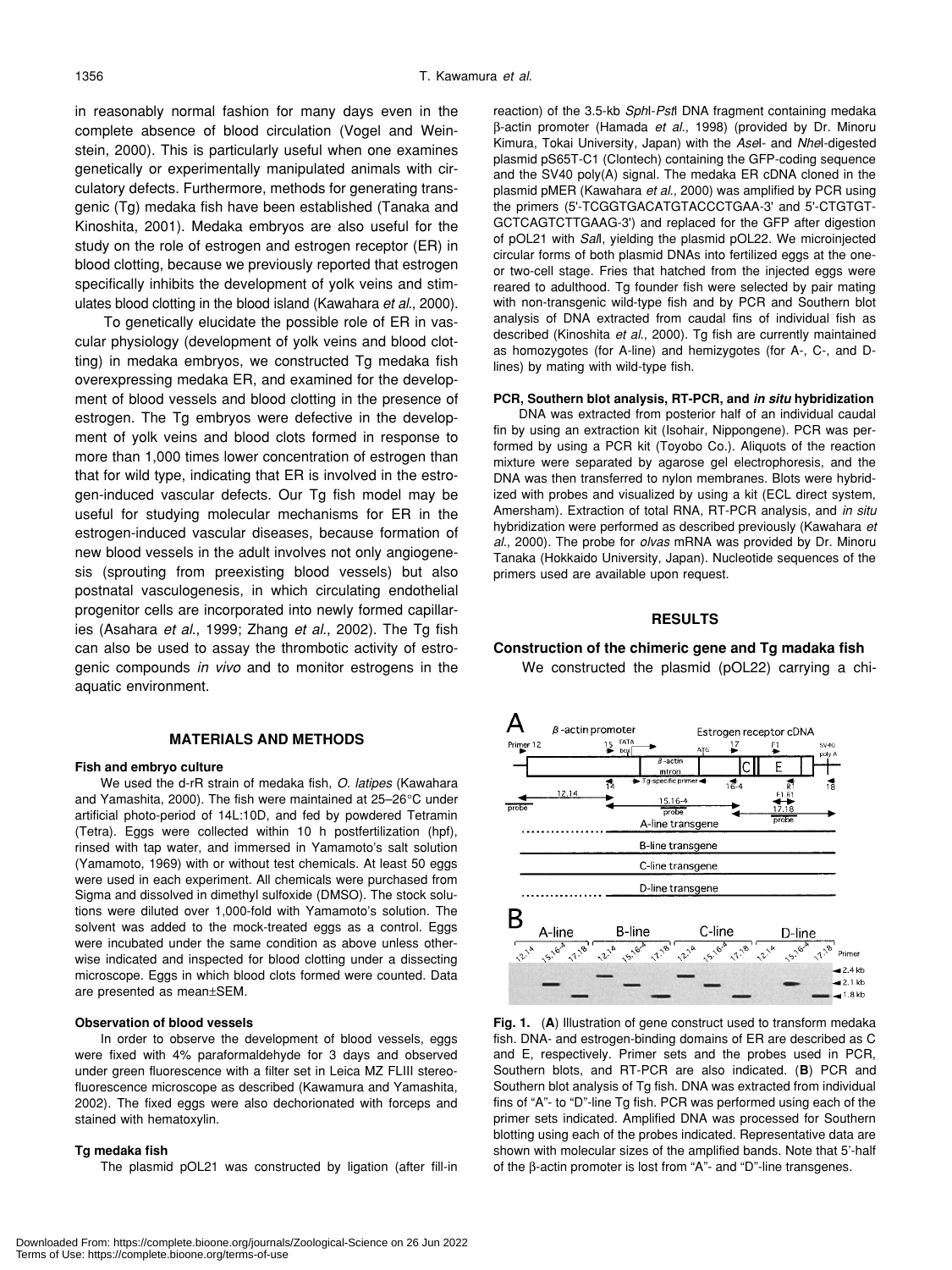in reasonably normal fashion for many days even in the complete absence of blood circulation (Vogel and Weinstein, 2000). This is particularly useful when one examines genetically or experimentally manipulated animals with circulatory defects. Furthermore, methods for generating transgenic (Tg) medaka fish have been established (Tanaka and Kinoshita, 2001). Medaka embryos are also useful for the study on the role of estrogen and estrogen receptor (ER) in blood clotting, because we previously reported that estrogen specifically inhibits the development of yolk veins and stimulates blood clotting in the blood island (Kawahara *et al*., 2000).

To genetically elucidate the possible role of ER in vascular physiology (development of yolk veins and blood clotting) in medaka embryos, we constructed Tg medaka fish overexpressing medaka ER, and examined for the development of blood vessels and blood clotting in the presence of estrogen. The Tg embryos were defective in the development of yolk veins and blood clots formed in response to more than 1,000 times lower concentration of estrogen than that for wild type, indicating that ER is involved in the estrogen-induced vascular defects. Our Tg fish model may be useful for studying molecular mechanisms for ER in the estrogen-induced vascular diseases, because formation of new blood vessels in the adult involves not only angiogenesis (sprouting from preexisting blood vessels) but also postnatal vasculogenesis, in which circulating endothelial progenitor cells are incorporated into newly formed capillaries (Asahara *et al*., 1999; Zhang *et al*., 2002). The Tg fish can also be used to assay the thrombotic activity of estrogenic compounds *in vivo* and to monitor estrogens in the aquatic environment.

## MATERIALS AND METHODS

### Fish and embryo culture

We used the d-rR strain of medaka fish, *O. latipes* (Kawahara and Yamashita, 2000). The fish were maintained at 25–26°C under artificial photo-period of 14L:10D, and fed by powdered Tetramin (Tetra). Eggs were collected within 10 h postfertilization (hpf), rinsed with tap water, and immersed in Yamamoto's salt solution (Yamamoto, 1969) with or without test chemicals. At least 50 eggs were used in each experiment. All chemicals were purchased from Sigma and dissolved in dimethyl sulfoxide (DMSO). The stock solutions were diluted over 1,000-fold with Yamamoto's solution. The solvent was added to the mock-treated eggs as a control. Eggs were incubated under the same condition as above unless otherwise indicated and inspected for blood clotting under a dissecting microscope. Eggs in which blood clots formed were counted. Data are presented as mean±SEM.

### Observation of blood vessels

In order to observe the development of blood vessels, eggs were fixed with 4% paraformaldehyde for 3 days and observed under green fluorescence with a filter set in Leica MZ FLIII stereofluorescence microscope as described (Kawamura and Yamashita, 2002). The fixed eggs were also dechorionated with forceps and stained with hematoxylin.

### Tg medaka fish

The plasmid pOL21 was constructed by ligation (after fill-in reaction) of the 3.5-kb *Sph*I-*Pst*I DNA fragment containing medaka β-actin promoter (Hamada *et al*., 1998) (provided by Dr. Minoru Kimura, Tokai University, Japan) with the *Ase*I- and *Nhe*I-digested plasmid pS65T-C1 (Clontech) containing the GFP-coding sequence and the SV40 poly(A) signal. The medaka ER cDNA cloned in the plasmid pMER (Kawahara *et al*., 2000) was amplified by PCR using the primers (5'-TCGGTGACATGTACCCTGAA-3' and 5'-CTGTGTGCTCAGTCTTGAAG-3') and replaced for the GFP after digestion of pOL21 with *Sal*I, yielding the plasmid pOL22. We microinjected circular forms of both plasmid DNAs into fertilized eggs at the one- or two-cell stage. Fries that hatched from the injected eggs were reared to adulthood. Tg founder fish were selected by pair mating with non-transgenic wild-type fish and by PCR and Southern blot analysis of DNA extracted from caudal fins of individual fish as described (Kinoshita *et al*., 2000). Tg fish are currently maintained as homozygotes (for A-line) and hemizygotes (for A-, C-, and D-lines) by mating with wild-type fish.

### PCR, Southern blot analysis, RT-PCR, and *in situ* hybridization

DNA was extracted from posterior half of an individual caudal fin by using an extraction kit (Isohair, Nippongene). PCR was performed by using a PCR kit (Toyobo Co.). Aliquots of the reaction mixture were separated by agarose gel electrophoresis, and the DNA was then transferred to nylon membranes. Blots were hybridized with probes and visualized by using a kit (ECL direct system, Amersham). Extraction of total RNA, RT-PCR analysis, and *in situ* hybridization were performed as described previously (Kawahara *et al*., 2000). The probe for *olvas* mRNA was provided by Dr. Minoru Tanaka (Hokkaido University, Japan). Nucleotide sequences of the primers used are available upon request.

## RESULTS

### Construction of the chimeric gene and Tg madaka fish

We constructed the plasmid (pOL22) carrying a chi-

**Fig. 1.** (**A**) Illustration of gene construct used to transform medaka fish. DNA- and estrogen-binding domains of ER are described as C and E, respectively. Primer sets and the probes used in PCR, Southern blots, and RT-PCR are also indicated. (**B**) PCR and Southern blot analysis of Tg fish. DNA was extracted from individual fins of "A"- to "D"-line Tg fish. PCR was performed using each of the primer sets indicated. Amplified DNA was processed for Southern blotting using each of the probes indicated. Representative data are shown with molecular sizes of the amplified bands. Note that 5'-half of the β-actin promoter is lost from "A"- and "D"-line transgenes.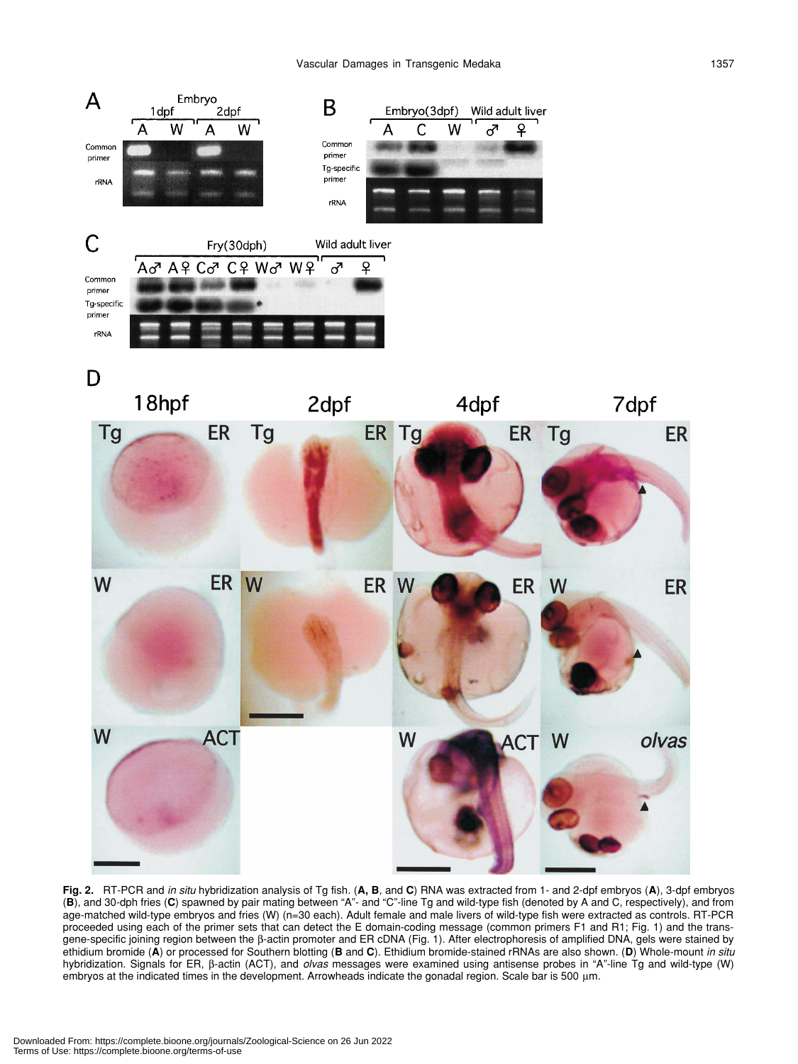**Fig. 2.** RT-PCR and *in situ* hybridization analysis of Tg fish. (**A, B**, and **C**) RNA was extracted from 1- and 2-dpf embryos (**A**), 3-dpf embryos (**B**), and 30-dph fries (**C**) spawned by pair mating between "A"- and "C"-line Tg and wild-type fish (denoted by A and C, respectively), and from age-matched wild-type embryos and fries (W) (n=30 each). Adult female and male livers of wild-type fish were extracted as controls. RT-PCR proceeded using each of the primer sets that can detect the E domain-coding message (common primers F1 and R1; Fig. 1) and the transgene-specific joining region between the β-actin promoter and ER cDNA (Fig. 1). After electrophoresis of amplified DNA, gels were stained by ethidium bromide (**A**) or processed for Southern blotting (**B** and **C**). Ethidium bromide-stained rRNAs are also shown. (**D**) Whole-mount *in situ* hybridization. Signals for ER, β-actin (ACT), and *olvas* messages were examined using antisense probes in "A"-line Tg and wild-type (W) embryos at the indicated times in the development. Arrowheads indicate the gonadal region. Scale bar is 500 μm.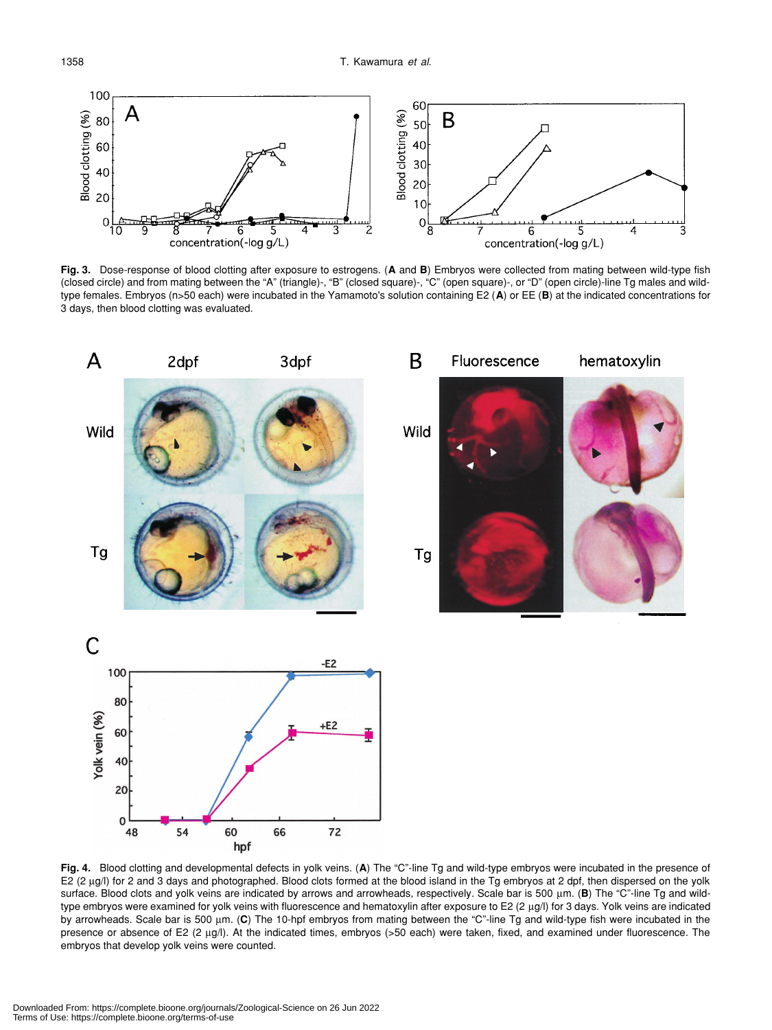**Fig. 3.** Dose-response of blood clotting after exposure to estrogens. (**A** and **B**) Embryos were collected from mating between wild-type fish (closed circle) and from mating between the “A” (triangle)-, “B” (closed square)-, “C” (open square)-, or “D” (open circle)-line Tg males and wild-type females. Embryos (n>50 each) were incubated in the Yamamoto's solution containing E2 (**A**) or EE (**B**) at the indicated concentrations for 3 days, then blood clotting was evaluated.

**Fig. 4.** Blood clotting and developmental defects in yolk veins. (**A**) The “C”-line Tg and wild-type embryos were incubated in the presence of E2 (2 μg/l) for 2 and 3 days and photographed. Blood clots formed at the blood island in the Tg embryos at 2 dpf, then dispersed on the yolk surface. Blood clots and yolk veins are indicated by arrows and arrowheads, respectively. Scale bar is 500 μm. (**B**) The “C”-line Tg and wild-type embryos were examined for yolk veins with fluorescence and hematoxylin after exposure to E2 (2 μg/l) for 3 days. Yolk veins are indicated by arrowheads. Scale bar is 500 μm. (**C**) The 10-hpf embryos from mating between the “C”-line Tg and wild-type fish were incubated in the presence or absence of E2 (2 μg/l). At the indicated times, embryos (>50 each) were taken, fixed, and examined under fluorescence. The embryos that develop yolk veins were counted.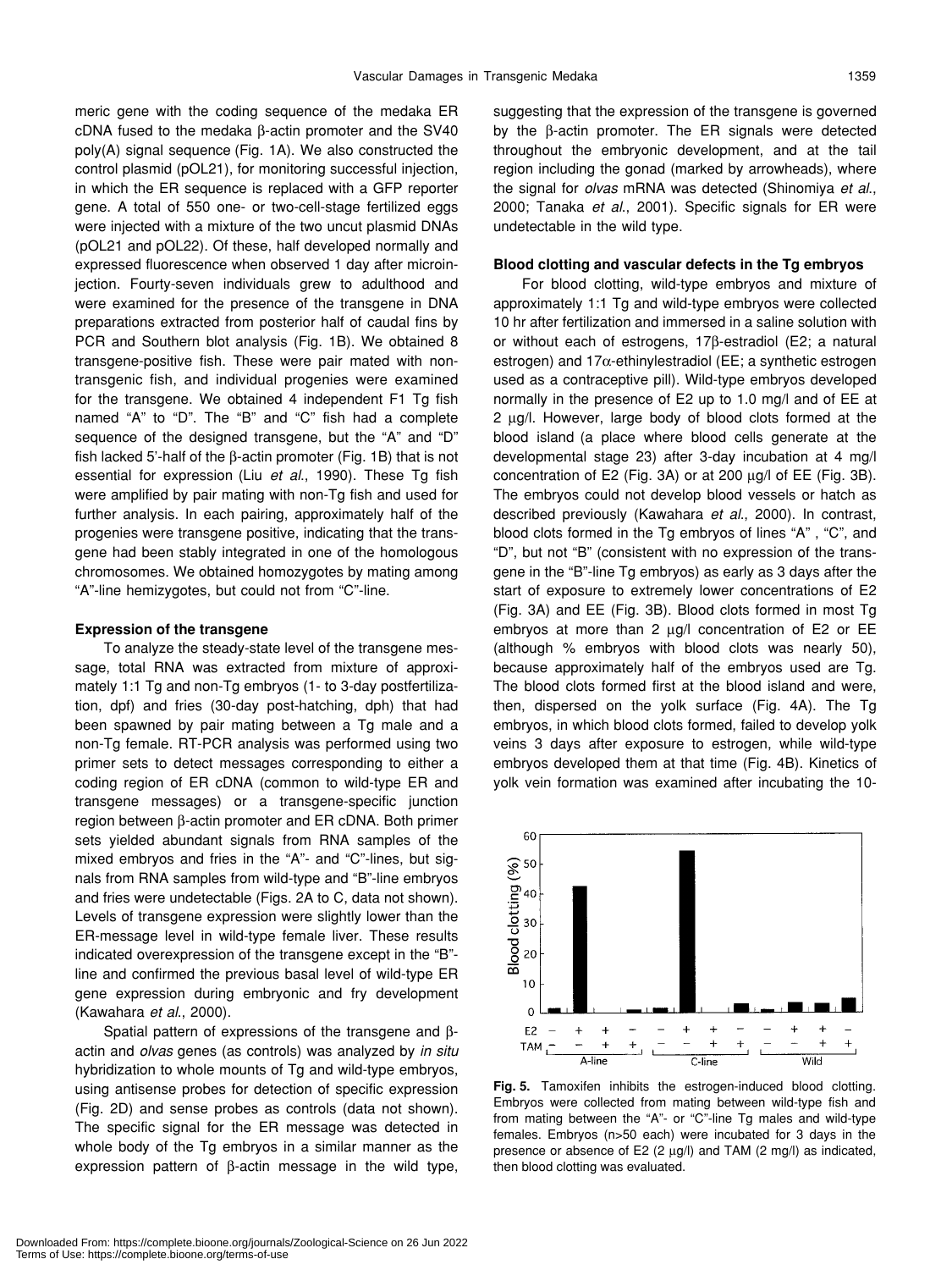meric gene with the coding sequence of the medaka ER cDNA fused to the medaka β-actin promoter and the SV40 poly(A) signal sequence (Fig. 1A). We also constructed the control plasmid (pOL21), for monitoring successful injection, in which the ER sequence is replaced with a GFP reporter gene. A total of 550 one- or two-cell-stage fertilized eggs were injected with a mixture of the two uncut plasmid DNAs (pOL21 and pOL22). Of these, half developed normally and expressed fluorescence when observed 1 day after microinjection. Fourty-seven individuals grew to adulthood and were examined for the presence of the transgene in DNA preparations extracted from posterior half of caudal fins by PCR and Southern blot analysis (Fig. 1B). We obtained 8 transgene-positive fish. These were pair mated with non-transgenic fish, and individual progenies were examined for the transgene. We obtained 4 independent F1 Tg fish named "A" to "D". The "B" and "C" fish had a complete sequence of the designed transgene, but the "A" and "D" fish lacked 5'-half of the β-actin promoter (Fig. 1B) that is not essential for expression (Liu *et al*., 1990). These Tg fish were amplified by pair mating with non-Tg fish and used for further analysis. In each pairing, approximately half of the progenies were transgene positive, indicating that the transgene had been stably integrated in one of the homologous chromosomes. We obtained homozygotes by mating among "A"-line hemizygotes, but could not from "C"-line.

**Expression of the transgene**

To analyze the steady-state level of the transgene message, total RNA was extracted from mixture of approximately 1:1 Tg and non-Tg embryos (1- to 3-day postfertilization, dpf) and fries (30-day post-hatching, dph) that had been spawned by pair mating between a Tg male and a non-Tg female. RT-PCR analysis was performed using two primer sets to detect messages corresponding to either a coding region of ER cDNA (common to wild-type ER and transgene messages) or a transgene-specific junction region between β-actin promoter and ER cDNA. Both primer sets yielded abundant signals from RNA samples of the mixed embryos and fries in the "A"- and "C"-lines, but signals from RNA samples from wild-type and "B"-line embryos and fries were undetectable (Figs. 2A to C, data not shown). Levels of transgene expression were slightly lower than the ER-message level in wild-type female liver. These results indicated overexpression of the transgene except in the "B"-line and confirmed the previous basal level of wild-type ER gene expression during embryonic and fry development (Kawahara *et al*., 2000).

Spatial pattern of expressions of the transgene and β-actin and *olvas* genes (as controls) was analyzed by *in situ* hybridization to whole mounts of Tg and wild-type embryos, using antisense probes for detection of specific expression (Fig. 2D) and sense probes as controls (data not shown). The specific signal for the ER message was detected in whole body of the Tg embryos in a similar manner as the expression pattern of β-actin message in the wild type, suggesting that the expression of the transgene is governed by the β-actin promoter. The ER signals were detected throughout the embryonic development, and at the tail region including the gonad (marked by arrowheads), where the signal for *olvas* mRNA was detected (Shinomiya *et al*., 2000; Tanaka *et al*., 2001). Specific signals for ER were undetectable in the wild type.

**Blood clotting and vascular defects in the Tg embryos**

For blood clotting, wild-type embryos and mixture of approximately 1:1 Tg and wild-type embryos were collected 10 hr after fertilization and immersed in a saline solution with or without each of estrogens, 17β-estradiol (E2; a natural estrogen) and 17α-ethinylestradiol (EE; a synthetic estrogen used as a contraceptive pill). Wild-type embryos developed normally in the presence of E2 up to 1.0 mg/l and of EE at 2 μg/l. However, large body of blood clots formed at the blood island (a place where blood cells generate at the developmental stage 23) after 3-day incubation at 4 mg/l concentration of E2 (Fig. 3A) or at 200 μg/l of EE (Fig. 3B). The embryos could not develop blood vessels or hatch as described previously (Kawahara *et al.,* 2000). In contrast, blood clots formed in the Tg embryos of lines "A" , "C", and "D", but not "B" (consistent with no expression of the transgene in the "B"-line Tg embryos) as early as 3 days after the start of exposure to extremely lower concentrations of E2 (Fig. 3A) and EE (Fig. 3B). Blood clots formed in most Tg embryos at more than 2 μg/l concentration of E2 or EE (although % embryos with blood clots was nearly 50), because approximately half of the embryos used are Tg. The blood clots formed first at the blood island and were, then, dispersed on the yolk surface (Fig. 4A). The Tg embryos, in which blood clots formed, failed to develop yolk veins 3 days after exposure to estrogen, while wild-type embryos developed them at that time (Fig. 4B). Kinetics of yolk vein formation was examined after incubating the 10-

**Fig. 5.** Tamoxifen inhibits the estrogen-induced blood clotting. Embryos were collected from mating between wild-type fish and from mating between the "A"- or "C"-line Tg males and wild-type females. Embryos (n>50 each) were incubated for 3 days in the presence or absence of E2 (2 μg/l) and TAM (2 mg/l) as indicated, then blood clotting was evaluated.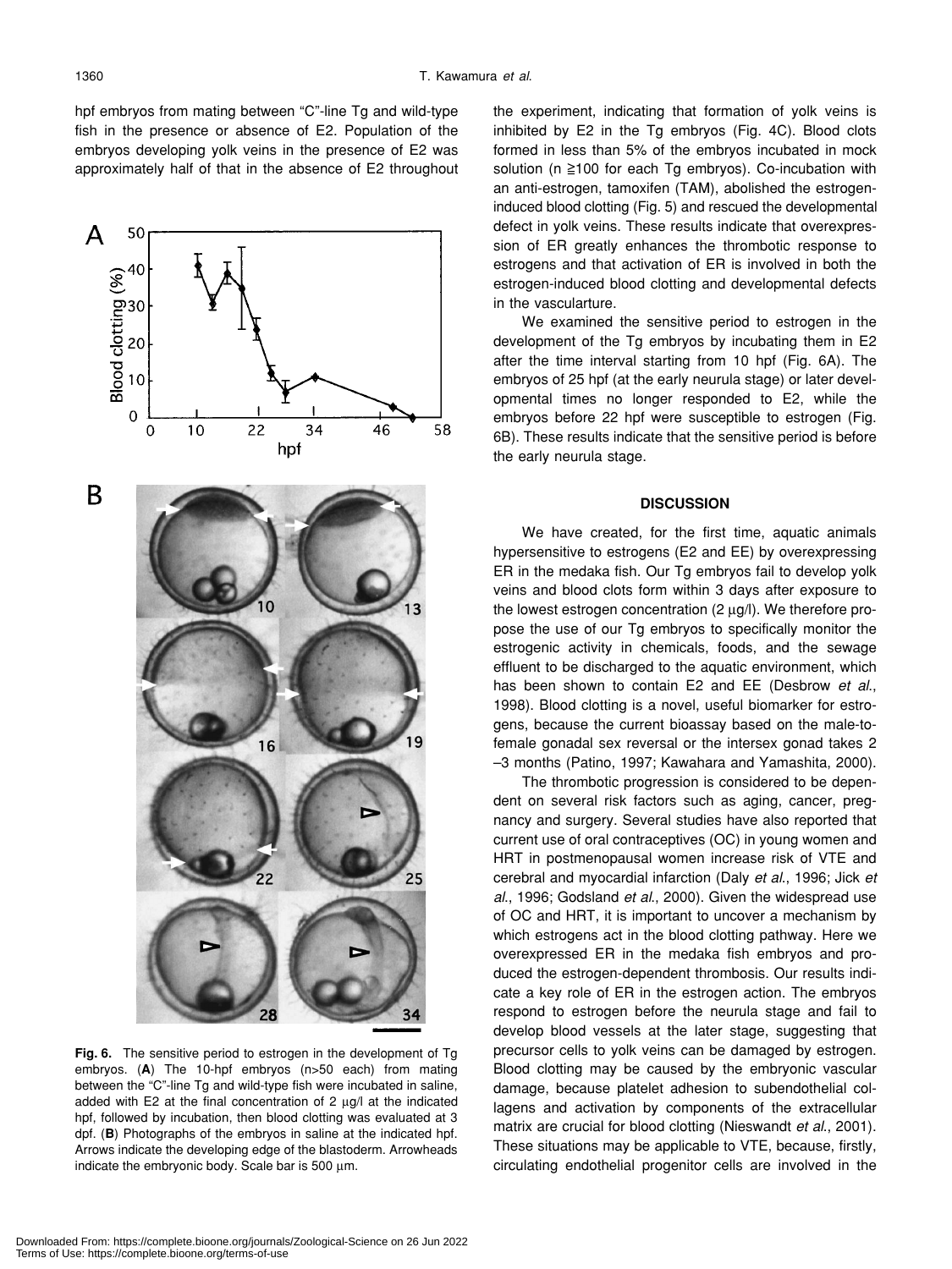hpf embryos from mating between "C"-line Tg and wild-type fish in the presence or absence of E2. Population of the embryos developing yolk veins in the presence of E2 was approximately half of that in the absence of E2 throughout the experiment, indicating that formation of yolk veins is inhibited by E2 in the Tg embryos (Fig. 4C). Blood clots formed in less than 5% of the embryos incubated in mock solution (n ≧100 for each Tg embryos). Co-incubation with an anti-estrogen, tamoxifen (TAM), abolished the estrogen-induced blood clotting (Fig. 5) and rescued the developmental defect in yolk veins. These results indicate that overexpression of ER greatly enhances the thrombotic response to estrogens and that activation of ER is involved in both the estrogen-induced blood clotting and developmental defects in the vascularture.

We examined the sensitive period to estrogen in the development of the Tg embryos by incubating them in E2 after the time interval starting from 10 hpf (Fig. 6A). The embryos of 25 hpf (at the early neurula stage) or later developmental times no longer responded to E2, while the embryos before 22 hpf were susceptible to estrogen (Fig. 6B). These results indicate that the sensitive period is before the early neurula stage.

**Fig. 6.** The sensitive period to estrogen in the development of Tg embryos. (**A**) The 10-hpf embryos (n>50 each) from mating between the "C"-line Tg and wild-type fish were incubated in saline, added with E2 at the final concentration of 2 μg/l at the indicated hpf, followed by incubation, then blood clotting was evaluated at 3 dpf. (**B**) Photographs of the embryos in saline at the indicated hpf. Arrows indicate the developing edge of the blastoderm. Arrowheads indicate the embryonic body. Scale bar is 500 μm.

## DISCUSSION

We have created, for the first time, aquatic animals hypersensitive to estrogens (E2 and EE) by overexpressing ER in the medaka fish. Our Tg embryos fail to develop yolk veins and blood clots form within 3 days after exposure to the lowest estrogen concentration (2 μg/l). We therefore propose the use of our Tg embryos to specifically monitor the estrogenic activity in chemicals, foods, and the sewage effluent to be discharged to the aquatic environment, which has been shown to contain E2 and EE (Desbrow *et al*., 1998). Blood clotting is a novel, useful biomarker for estrogens, because the current bioassay based on the male-to-female gonadal sex reversal or the intersex gonad takes 2 –3 months (Patino, 1997; Kawahara and Yamashita, 2000).

The thrombotic progression is considered to be dependent on several risk factors such as aging, cancer, pregnancy and surgery. Several studies have also reported that current use of oral contraceptives (OC) in young women and HRT in postmenopausal women increase risk of VTE and cerebral and myocardial infarction (Daly *et al*., 1996; Jick *et al*., 1996; Godsland *et al*., 2000). Given the widespread use of OC and HRT, it is important to uncover a mechanism by which estrogens act in the blood clotting pathway. Here we overexpressed ER in the medaka fish embryos and produced the estrogen-dependent thrombosis. Our results indicate a key role of ER in the estrogen action. The embryos respond to estrogen before the neurula stage and fail to develop blood vessels at the later stage, suggesting that precursor cells to yolk veins can be damaged by estrogen. Blood clotting may be caused by the embryonic vascular damage, because platelet adhesion to subendothelial collagens and activation by components of the extracellular matrix are crucial for blood clotting (Nieswandt *et al*., 2001). These situations may be applicable to VTE, because, firstly, circulating endothelial progenitor cells are involved in the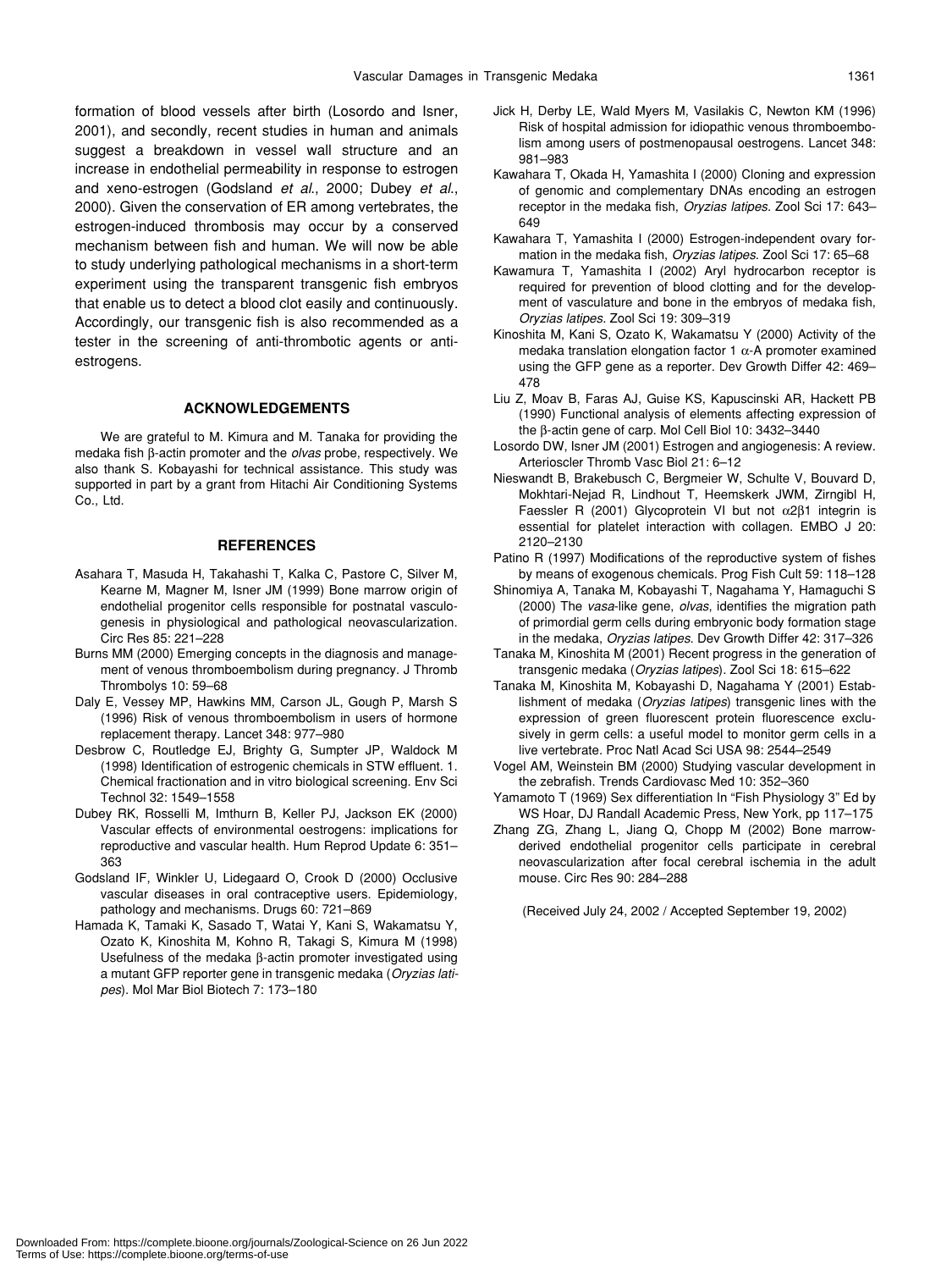formation of blood vessels after birth (Losordo and Isner, 2001), and secondly, recent studies in human and animals suggest a breakdown in vessel wall structure and an increase in endothelial permeability in response to estrogen and xeno-estrogen (Godsland *et al*., 2000; Dubey *et al*., 2000). Given the conservation of ER among vertebrates, the estrogen-induced thrombosis may occur by a conserved mechanism between fish and human. We will now be able to study underlying pathological mechanisms in a short-term experiment using the transparent transgenic fish embryos that enable us to detect a blood clot easily and continuously. Accordingly, our transgenic fish is also recommended as a tester in the screening of anti-thrombotic agents or anti-estrogens.

## ACKNOWLEDGEMENTS

We are grateful to M. Kimura and M. Tanaka for providing the medaka fish β-actin promoter and the *olvas* probe, respectively. We also thank S. Kobayashi for technical assistance. This study was supported in part by a grant from Hitachi Air Conditioning Systems Co., Ltd.

## REFERENCES

Asahara T, Masuda H, Takahashi T, Kalka C, Pastore C, Silver M, Kearne M, Magner M, Isner JM (1999) Bone marrow origin of endothelial progenitor cells responsible for postnatal vasculogenesis in physiological and pathological neovascularization. Circ Res 85: 221–228

Burns MM (2000) Emerging concepts in the diagnosis and management of venous thromboembolism during pregnancy. J Thromb Thrombolys 10: 59–68

Daly E, Vessey MP, Hawkins MM, Carson JL, Gough P, Marsh S (1996) Risk of venous thromboembolism in users of hormone replacement therapy. Lancet 348: 977–980

Desbrow C, Routledge EJ, Brighty G, Sumpter JP, Waldock M (1998) Identification of estrogenic chemicals in STW effluent. 1. Chemical fractionation and in vitro biological screening. Env Sci Technol 32: 1549–1558

Dubey RK, Rosselli M, Imthurn B, Keller PJ, Jackson EK (2000) Vascular effects of environmental oestrogens: implications for reproductive and vascular health. Hum Reprod Update 6: 351–363

Godsland IF, Winkler U, Lidegaard O, Crook D (2000) Occlusive vascular diseases in oral contraceptive users. Epidemiology, pathology and mechanisms. Drugs 60: 721–869

Hamada K, Tamaki K, Sasado T, Watai Y, Kani S, Wakamatsu Y, Ozato K, Kinoshita M, Kohno R, Takagi S, Kimura M (1998) Usefulness of the medaka β-actin promoter investigated using a mutant GFP reporter gene in transgenic medaka (*Oryzias latipes*). Mol Mar Biol Biotech 7: 173–180

Jick H, Derby LE, Wald Myers M, Vasilakis C, Newton KM (1996) Risk of hospital admission for idiopathic venous thromboembolism among users of postmenopausal oestrogens. Lancet 348: 981–983

Kawahara T, Okada H, Yamashita I (2000) Cloning and expression of genomic and complementary DNAs encoding an estrogen receptor in the medaka fish, *Oryzias latipes*. Zool Sci 17: 643–649

Kawahara T, Yamashita I (2000) Estrogen-independent ovary formation in the medaka fish, *Oryzias latipes*. Zool Sci 17: 65–68

Kawamura T, Yamashita I (2002) Aryl hydrocarbon receptor is required for prevention of blood clotting and for the development of vasculature and bone in the embryos of medaka fish, *Oryzias latipes*. Zool Sci 19: 309–319

Kinoshita M, Kani S, Ozato K, Wakamatsu Y (2000) Activity of the medaka translation elongation factor 1 α-A promoter examined using the GFP gene as a reporter. Dev Growth Differ 42: 469–478

Liu Z, Moav B, Faras AJ, Guise KS, Kapuscinski AR, Hackett PB (1990) Functional analysis of elements affecting expression of the β-actin gene of carp. Mol Cell Biol 10: 3432–3440

Losordo DW, Isner JM (2001) Estrogen and angiogenesis: A review. Arterioscler Thromb Vasc Biol 21: 6–12

Nieswandt B, Brakebusch C, Bergmeier W, Schulte V, Bouvard D, Mokhtari-Nejad R, Lindhout T, Heemskerk JWM, Zirngibl H, Faessler R (2001) Glycoprotein VI but not α2β1 integrin is essential for platelet interaction with collagen. EMBO J 20: 2120–2130

Patino R (1997) Modifications of the reproductive system of fishes by means of exogenous chemicals. Prog Fish Cult 59: 118–128

Shinomiya A, Tanaka M, Kobayashi T, Nagahama Y, Hamaguchi S (2000) The *vasa*-like gene, *olvas*, identifies the migration path of primordial germ cells during embryonic body formation stage in the medaka, *Oryzias latipes*. Dev Growth Differ 42: 317–326

Tanaka M, Kinoshita M (2001) Recent progress in the generation of transgenic medaka (*Oryzias latipes*). Zool Sci 18: 615–622

Tanaka M, Kinoshita M, Kobayashi D, Nagahama Y (2001) Establishment of medaka (*Oryzias latipes*) transgenic lines with the expression of green fluorescent protein fluorescence exclusively in germ cells: a useful model to monitor germ cells in a live vertebrate. Proc Natl Acad Sci USA 98: 2544–2549

Vogel AM, Weinstein BM (2000) Studying vascular development in the zebrafish. Trends Cardiovasc Med 10: 352–360

Yamamoto T (1969) Sex differentiation In "Fish Physiology 3" Ed by WS Hoar, DJ Randall Academic Press, New York, pp 117–175

Zhang ZG, Zhang L, Jiang Q, Chopp M (2002) Bone marrow-derived endothelial progenitor cells participate in cerebral neovascularization after focal cerebral ischemia in the adult mouse. Circ Res 90: 284–288

(Received July 24, 2002 / Accepted September 19, 2002)